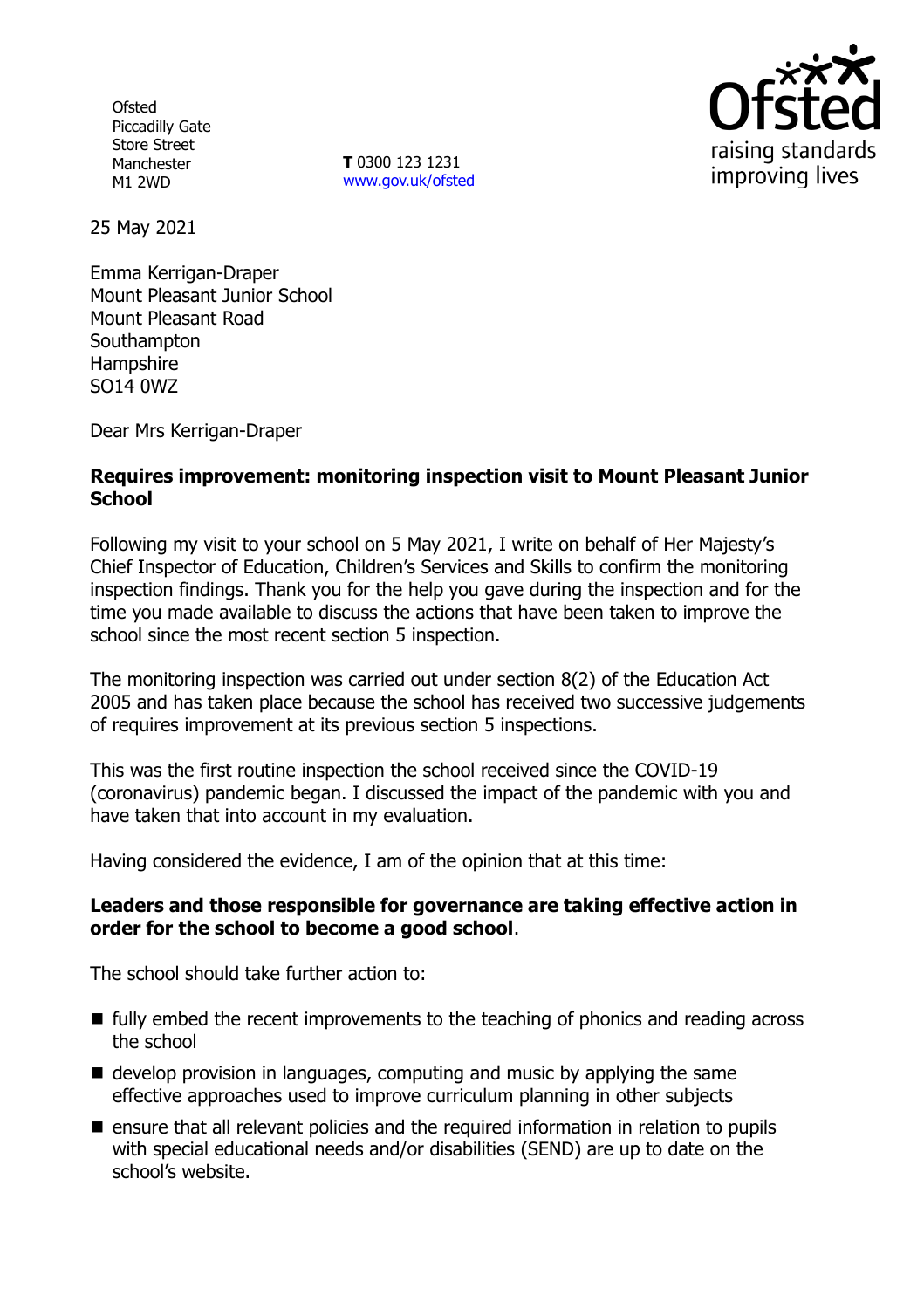Ofsted
Piccadilly Gate
Store Street
Manchester
M1 2WD

**T** 0300 123 1231
www.gov.uk/ofsted

25 May 2021

Emma Kerrigan-Draper
Mount Pleasant Junior School
Mount Pleasant Road
Southampton
Hampshire
SO14 0WZ

Dear Mrs Kerrigan-Draper

**Requires improvement: monitoring inspection visit to Mount Pleasant Junior School**

Following my visit to your school on 5 May 2021, I write on behalf of Her Majesty's Chief Inspector of Education, Children's Services and Skills to confirm the monitoring inspection findings. Thank you for the help you gave during the inspection and for the time you made available to discuss the actions that have been taken to improve the school since the most recent section 5 inspection.

The monitoring inspection was carried out under section 8(2) of the Education Act 2005 and has taken place because the school has received two successive judgements of requires improvement at its previous section 5 inspections.

This was the first routine inspection the school received since the COVID-19 (coronavirus) pandemic began. I discussed the impact of the pandemic with you and have taken that into account in my evaluation.

Having considered the evidence, I am of the opinion that at this time:

**Leaders and those responsible for governance are taking effective action in order for the school to become a good school**.

The school should take further action to:

- fully embed the recent improvements to the teaching of phonics and reading across the school
- develop provision in languages, computing and music by applying the same effective approaches used to improve curriculum planning in other subjects
- ensure that all relevant policies and the required information in relation to pupils with special educational needs and/or disabilities (SEND) are up to date on the school's website.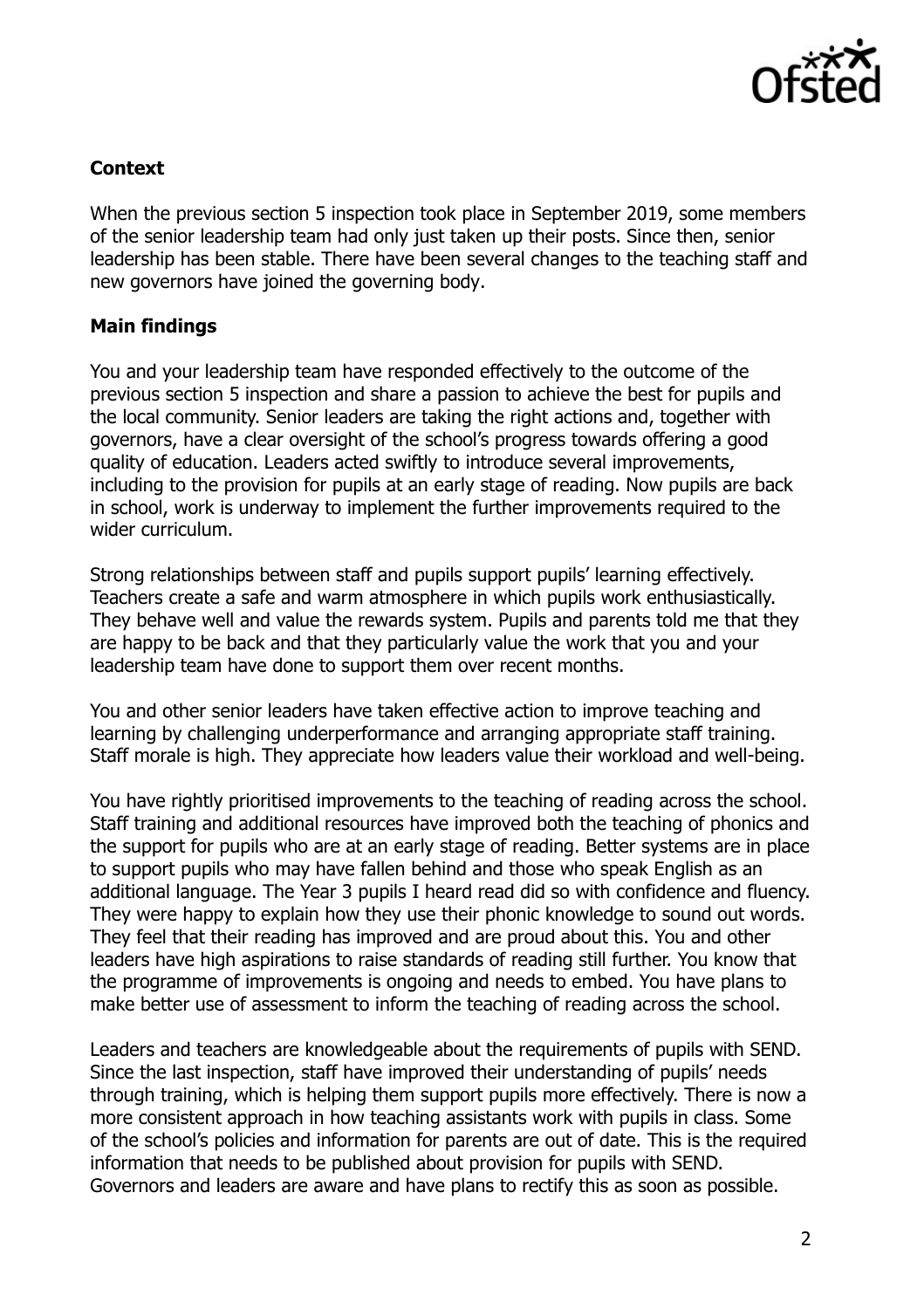**Context**

When the previous section 5 inspection took place in September 2019, some members of the senior leadership team had only just taken up their posts. Since then, senior leadership has been stable. There have been several changes to the teaching staff and new governors have joined the governing body.

**Main findings**

You and your leadership team have responded effectively to the outcome of the previous section 5 inspection and share a passion to achieve the best for pupils and the local community. Senior leaders are taking the right actions and, together with governors, have a clear oversight of the school's progress towards offering a good quality of education. Leaders acted swiftly to introduce several improvements, including to the provision for pupils at an early stage of reading. Now pupils are back in school, work is underway to implement the further improvements required to the wider curriculum.

Strong relationships between staff and pupils support pupils' learning effectively. Teachers create a safe and warm atmosphere in which pupils work enthusiastically. They behave well and value the rewards system. Pupils and parents told me that they are happy to be back and that they particularly value the work that you and your leadership team have done to support them over recent months.

You and other senior leaders have taken effective action to improve teaching and learning by challenging underperformance and arranging appropriate staff training. Staff morale is high. They appreciate how leaders value their workload and well-being.

You have rightly prioritised improvements to the teaching of reading across the school. Staff training and additional resources have improved both the teaching of phonics and the support for pupils who are at an early stage of reading. Better systems are in place to support pupils who may have fallen behind and those who speak English as an additional language. The Year 3 pupils I heard read did so with confidence and fluency. They were happy to explain how they use their phonic knowledge to sound out words. They feel that their reading has improved and are proud about this. You and other leaders have high aspirations to raise standards of reading still further. You know that the programme of improvements is ongoing and needs to embed. You have plans to make better use of assessment to inform the teaching of reading across the school.

Leaders and teachers are knowledgeable about the requirements of pupils with SEND. Since the last inspection, staff have improved their understanding of pupils' needs through training, which is helping them support pupils more effectively. There is now a more consistent approach in how teaching assistants work with pupils in class. Some of the school's policies and information for parents are out of date. This is the required information that needs to be published about provision for pupils with SEND. Governors and leaders are aware and have plans to rectify this as soon as possible.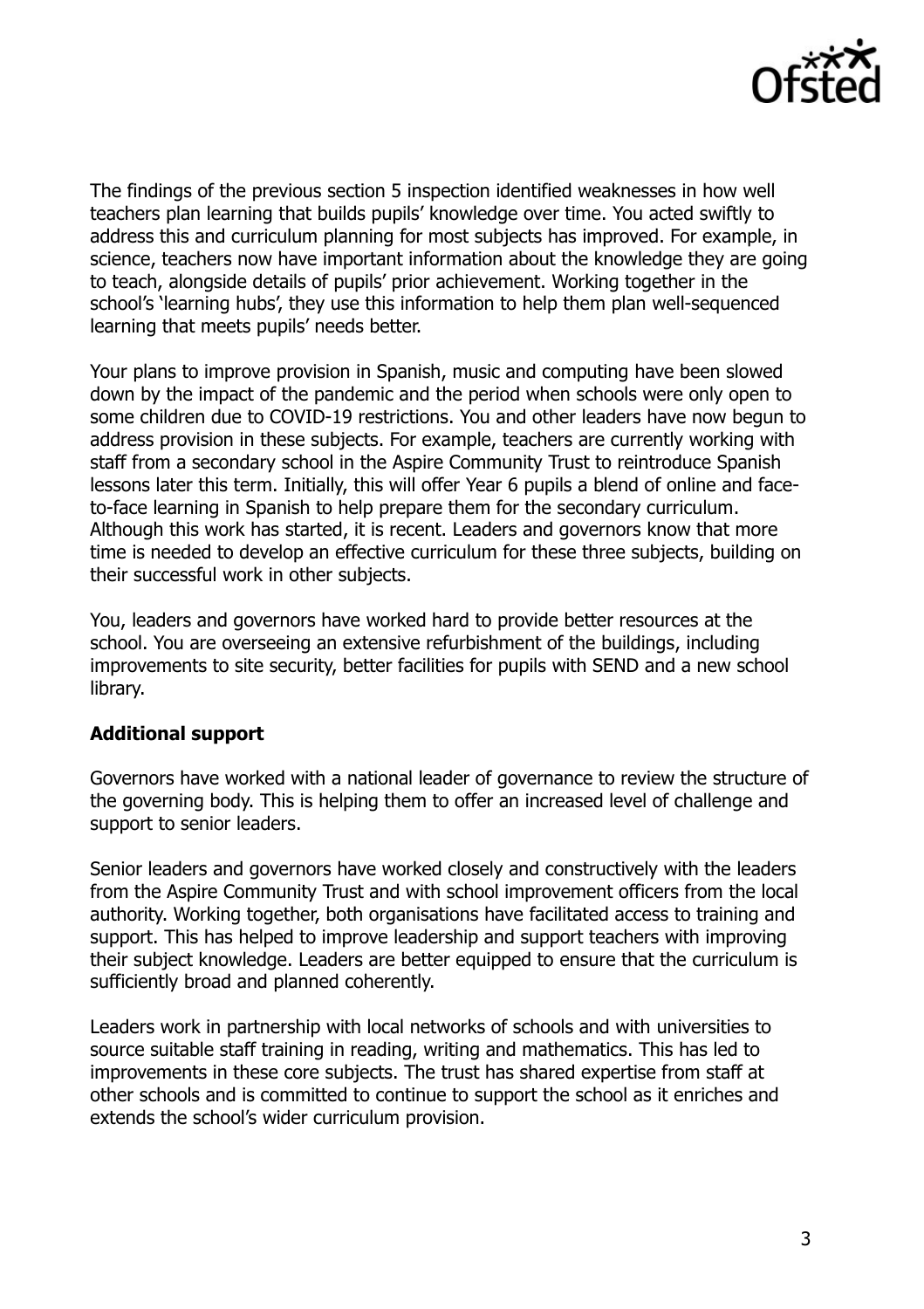The findings of the previous section 5 inspection identified weaknesses in how well teachers plan learning that builds pupils' knowledge over time. You acted swiftly to address this and curriculum planning for most subjects has improved. For example, in science, teachers now have important information about the knowledge they are going to teach, alongside details of pupils' prior achievement. Working together in the school's 'learning hubs', they use this information to help them plan well-sequenced learning that meets pupils' needs better.

Your plans to improve provision in Spanish, music and computing have been slowed down by the impact of the pandemic and the period when schools were only open to some children due to COVID-19 restrictions. You and other leaders have now begun to address provision in these subjects. For example, teachers are currently working with staff from a secondary school in the Aspire Community Trust to reintroduce Spanish lessons later this term. Initially, this will offer Year 6 pupils a blend of online and face-to-face learning in Spanish to help prepare them for the secondary curriculum. Although this work has started, it is recent. Leaders and governors know that more time is needed to develop an effective curriculum for these three subjects, building on their successful work in other subjects.

You, leaders and governors have worked hard to provide better resources at the school. You are overseeing an extensive refurbishment of the buildings, including improvements to site security, better facilities for pupils with SEND and a new school library.

## Additional support

Governors have worked with a national leader of governance to review the structure of the governing body. This is helping them to offer an increased level of challenge and support to senior leaders.

Senior leaders and governors have worked closely and constructively with the leaders from the Aspire Community Trust and with school improvement officers from the local authority. Working together, both organisations have facilitated access to training and support. This has helped to improve leadership and support teachers with improving their subject knowledge. Leaders are better equipped to ensure that the curriculum is sufficiently broad and planned coherently.

Leaders work in partnership with local networks of schools and with universities to source suitable staff training in reading, writing and mathematics. This has led to improvements in these core subjects. The trust has shared expertise from staff at other schools and is committed to continue to support the school as it enriches and extends the school's wider curriculum provision.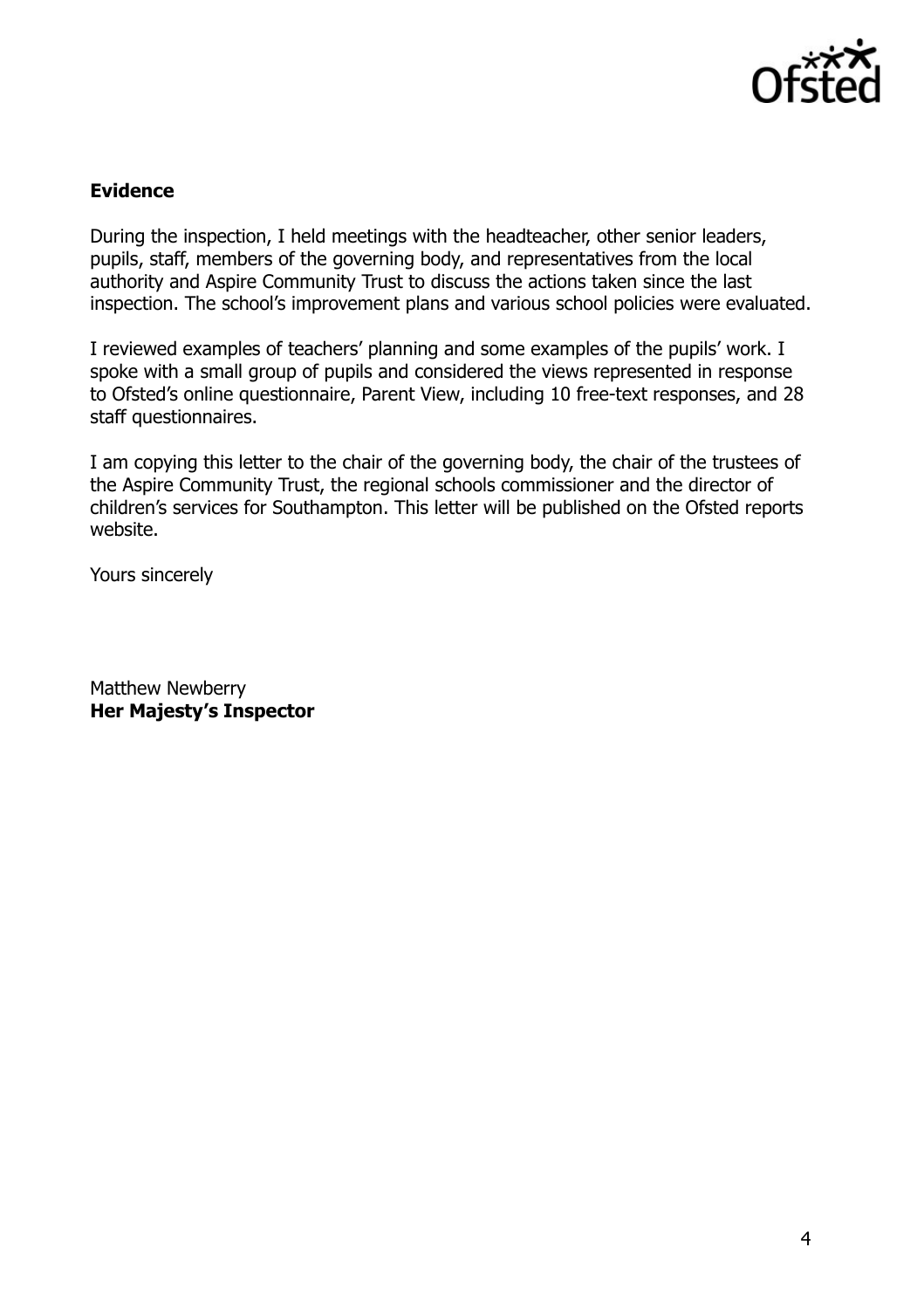**Evidence**

During the inspection, I held meetings with the headteacher, other senior leaders, pupils, staff, members of the governing body, and representatives from the local authority and Aspire Community Trust to discuss the actions taken since the last inspection. The school's improvement plans and various school policies were evaluated.

I reviewed examples of teachers' planning and some examples of the pupils' work. I spoke with a small group of pupils and considered the views represented in response to Ofsted's online questionnaire, Parent View, including 10 free-text responses, and 28 staff questionnaires.

I am copying this letter to the chair of the governing body, the chair of the trustees of the Aspire Community Trust, the regional schools commissioner and the director of children's services for Southampton. This letter will be published on the Ofsted reports website.

Yours sincerely

Matthew Newberry
**Her Majesty's Inspector**